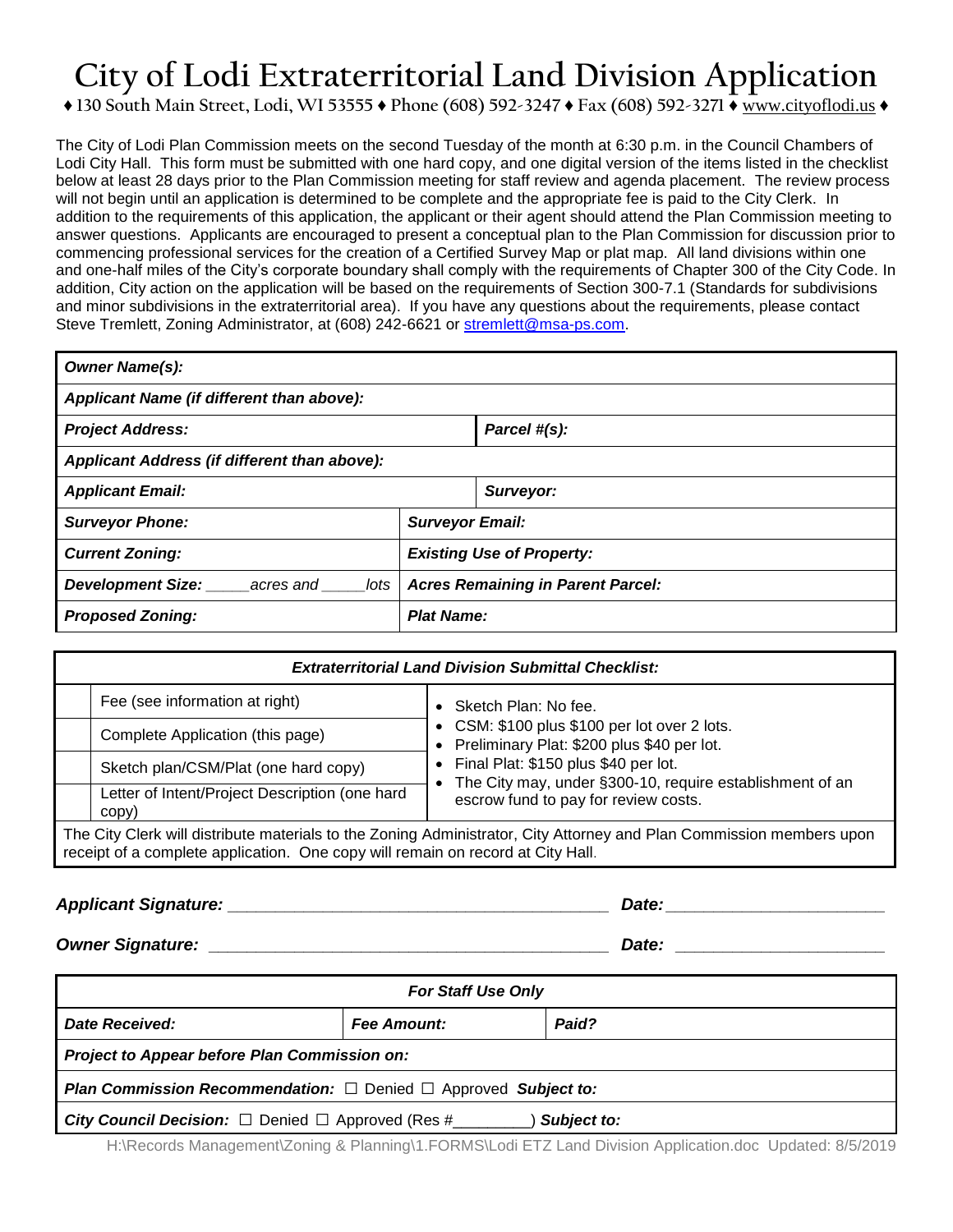# City of Lodi Extraterritorial Land Division Application

♦ 130 South Main Street, Lodi, WI 53555 ♦ Phone (608) 592-3247 ♦ Fax (608) 592-3271 ♦ www.cityoflodi.us ♦

The City of Lodi Plan Commission meets on the second Tuesday of the month at 6:30 p.m. in the Council Chambers of Lodi City Hall. This form must be submitted with one hard copy, and one digital version of the items listed in the checklist below at least 28 days prior to the Plan Commission meeting for staff review and agenda placement. The review process will not begin until an application is determined to be complete and the appropriate fee is paid to the City Clerk. In addition to the requirements of this application, the applicant or their agent should attend the Plan Commission meeting to answer questions. Applicants are encouraged to present a conceptual plan to the Plan Commission for discussion prior to commencing professional services for the creation of a Certified Survey Map or plat map. All land divisions within one and one-half miles of the City's corporate boundary shall comply with the requirements of Chapter 300 of the City Code. In addition, City action on the application will be based on the requirements of Section 300-7.1 (Standards for subdivisions and minor subdivisions in the extraterritorial area). If you have any questions about the requirements, please contact Steve Tremlett, Zoning Administrator, at (608) 242-6621 or stremlett@msa-ps.com.

| | |
|---|---|
| ***Owner Name(s):*** | |
| ***Applicant Name (if different than above):*** | |
| ***Project Address:*** | ***Parcel #(s):*** |
| ***Applicant Address (if different than above):*** | |
| ***Applicant Email:*** | ***Surveyor:*** |
| ***Surveyor Phone:*** | ***Surveyor Email:*** |
| ***Current Zoning:*** | ***Existing Use of Property:*** |
| ***Development Size:*** _____*acres and* _____*lots* | ***Acres Remaining in Parent Parcel:*** |
| ***Proposed Zoning:*** | ***Plat Name:*** |

| | ***Extraterritorial Land Division Submittal Checklist:*** | |
|---|---|---|
| | Fee (see information at right) | • Sketch Plan: No fee.<br>• CSM: $100 plus $100 per lot over 2 lots.<br>• Preliminary Plat: $200 plus $40 per lot.<br>• Final Plat: $150 plus $40 per lot.<br>• The City may, under §300-10, require establishment of an escrow fund to pay for review costs. |
| | Complete Application (this page) | |
| | Sketch plan/CSM/Plat (one hard copy) | |
| | Letter of Intent/Project Description (one hard copy) | |

The City Clerk will distribute materials to the Zoning Administrator, City Attorney and Plan Commission members upon receipt of a complete application. One copy will remain on record at City Hall.

***Applicant Signature:*** _________________________________________ ***Date:*** _______________________

***Owner Signature:*** ___________________________________________ ***Date:*** _______________________

| ***For Staff Use Only*** | | |
|---|---|---|
| ***Date Received:*** | ***Fee Amount:*** | ***Paid?*** |
| ***Project to Appear before Plan Commission on:*** | | |
| ***Plan Commission Recommendation:*** ☐ Denied ☐ Approved ***Subject to:*** | | |
| ***City Council Decision:*** ☐ Denied ☐ Approved (Res #________) ***Subject to:*** | | |

H:\Records Management\Zoning & Planning\1.FORMS\Lodi ETZ Land Division Application.doc Updated: 8/5/2019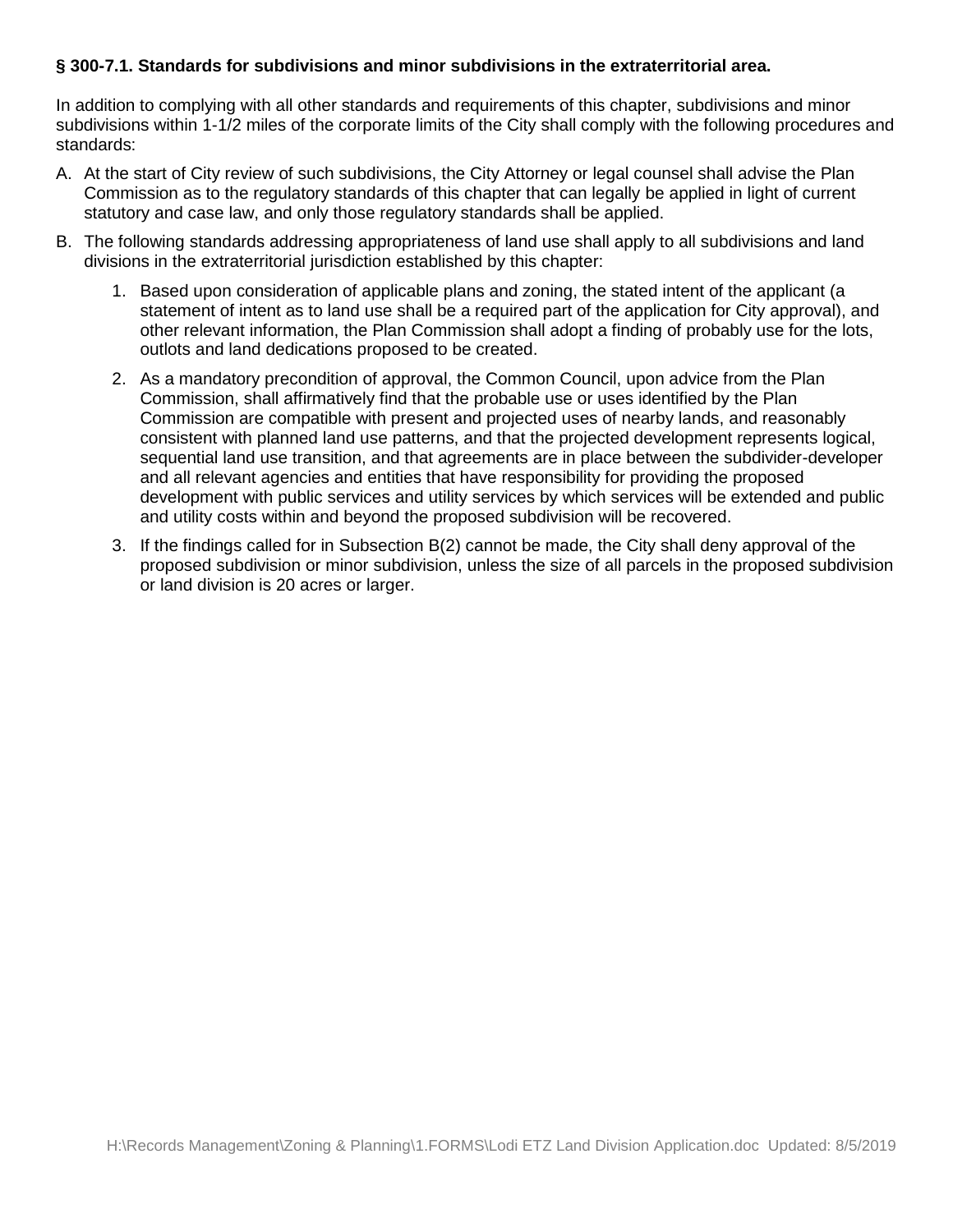**§ 300-7.1. Standards for subdivisions and minor subdivisions in the extraterritorial area.**

In addition to complying with all other standards and requirements of this chapter, subdivisions and minor subdivisions within 1-1/2 miles of the corporate limits of the City shall comply with the following procedures and standards:

A. At the start of City review of such subdivisions, the City Attorney or legal counsel shall advise the Plan Commission as to the regulatory standards of this chapter that can legally be applied in light of current statutory and case law, and only those regulatory standards shall be applied.

B. The following standards addressing appropriateness of land use shall apply to all subdivisions and land divisions in the extraterritorial jurisdiction established by this chapter:

   1. Based upon consideration of applicable plans and zoning, the stated intent of the applicant (a statement of intent as to land use shall be a required part of the application for City approval), and other relevant information, the Plan Commission shall adopt a finding of probably use for the lots, outlots and land dedications proposed to be created.

   2. As a mandatory precondition of approval, the Common Council, upon advice from the Plan Commission, shall affirmatively find that the probable use or uses identified by the Plan Commission are compatible with present and projected uses of nearby lands, and reasonably consistent with planned land use patterns, and that the projected development represents logical, sequential land use transition, and that agreements are in place between the subdivider-developer and all relevant agencies and entities that have responsibility for providing the proposed development with public services and utility services by which services will be extended and public and utility costs within and beyond the proposed subdivision will be recovered.

   3. If the findings called for in Subsection B(2) cannot be made, the City shall deny approval of the proposed subdivision or minor subdivision, unless the size of all parcels in the proposed subdivision or land division is 20 acres or larger.